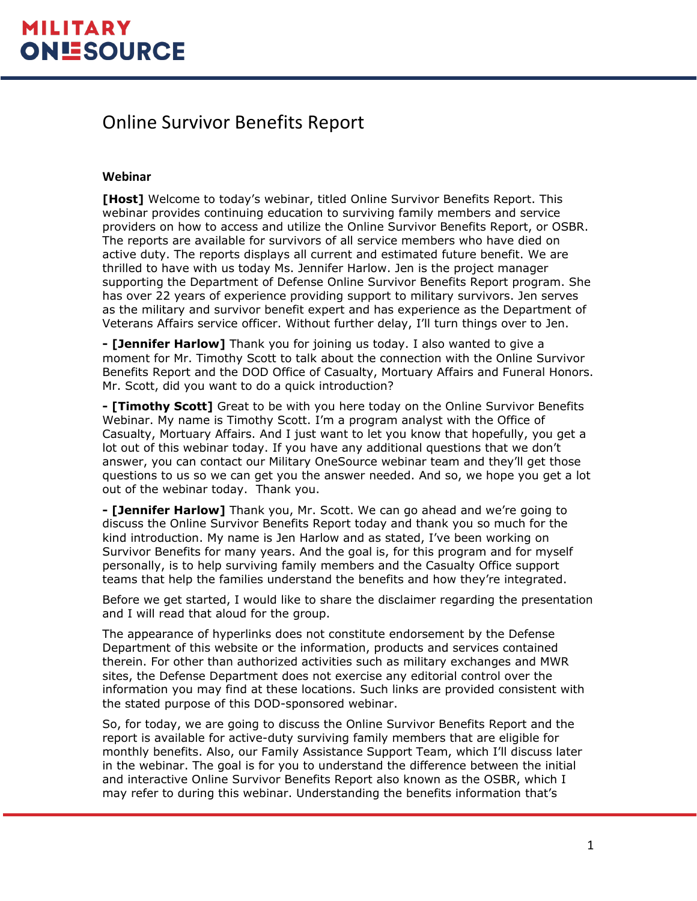# Online Survivor Benefits Report

## Webinar

**[Host]** Welcome to today's webinar, titled Online Survivor Benefits Report. This webinar provides continuing education to surviving family members and service providers on how to access and utilize the Online Survivor Benefits Report, or OSBR. The reports are available for survivors of all service members who have died on active duty. The reports displays all current and estimated future benefit. We are thrilled to have with us today Ms. Jennifer Harlow. Jen is the project manager supporting the Department of Defense Online Survivor Benefits Report program. She has over 22 years of experience providing support to military survivors. Jen serves as the military and survivor benefit expert and has experience as the Department of Veterans Affairs service officer. Without further delay, I'll turn things over to Jen.

**- [Jennifer Harlow]** Thank you for joining us today. I also wanted to give a moment for Mr. Timothy Scott to talk about the connection with the Online Survivor Benefits Report and the DOD Office of Casualty, Mortuary Affairs and Funeral Honors. Mr. Scott, did you want to do a quick introduction?

**- [Timothy Scott]** Great to be with you here today on the Online Survivor Benefits Webinar. My name is Timothy Scott. I'm a program analyst with the Office of Casualty, Mortuary Affairs. And I just want to let you know that hopefully, you get a lot out of this webinar today. If you have any additional questions that we don't answer, you can contact our Military OneSource webinar team and they'll get those questions to us so we can get you the answer needed. And so, we hope you get a lot out of the webinar today. Thank you.

**- [Jennifer Harlow]** Thank you, Mr. Scott. We can go ahead and we're going to discuss the Online Survivor Benefits Report today and thank you so much for the kind introduction. My name is Jen Harlow and as stated, I've been working on Survivor Benefits for many years. And the goal is, for this program and for myself personally, is to help surviving family members and the Casualty Office support teams that help the families understand the benefits and how they're integrated.

Before we get started, I would like to share the disclaimer regarding the presentation and I will read that aloud for the group.

The appearance of hyperlinks does not constitute endorsement by the Defense Department of this website or the information, products and services contained therein. For other than authorized activities such as military exchanges and MWR sites, the Defense Department does not exercise any editorial control over the information you may find at these locations. Such links are provided consistent with the stated purpose of this DOD-sponsored webinar.

So, for today, we are going to discuss the Online Survivor Benefits Report and the report is available for active-duty surviving family members that are eligible for monthly benefits. Also, our Family Assistance Support Team, which I'll discuss later in the webinar. The goal is for you to understand the difference between the initial and interactive Online Survivor Benefits Report also known as the OSBR, which I may refer to during this webinar. Understanding the benefits information that's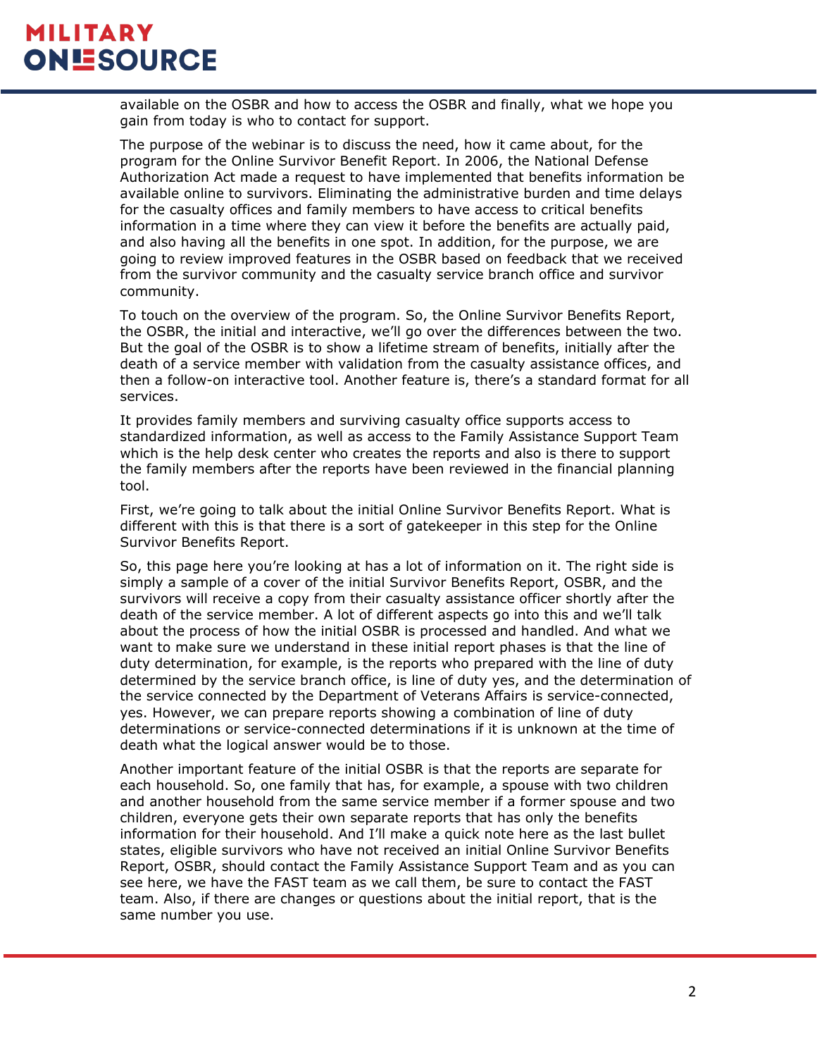available on the OSBR and how to access the OSBR and finally, what we hope you gain from today is who to contact for support.

The purpose of the webinar is to discuss the need, how it came about, for the program for the Online Survivor Benefit Report. In 2006, the National Defense Authorization Act made a request to have implemented that benefits information be available online to survivors. Eliminating the administrative burden and time delays for the casualty offices and family members to have access to critical benefits information in a time where they can view it before the benefits are actually paid, and also having all the benefits in one spot. In addition, for the purpose, we are going to review improved features in the OSBR based on feedback that we received from the survivor community and the casualty service branch office and survivor community.

To touch on the overview of the program. So, the Online Survivor Benefits Report, the OSBR, the initial and interactive, we'll go over the differences between the two. But the goal of the OSBR is to show a lifetime stream of benefits, initially after the death of a service member with validation from the casualty assistance offices, and then a follow-on interactive tool. Another feature is, there's a standard format for all services.

It provides family members and surviving casualty office supports access to standardized information, as well as access to the Family Assistance Support Team which is the help desk center who creates the reports and also is there to support the family members after the reports have been reviewed in the financial planning tool.

First, we're going to talk about the initial Online Survivor Benefits Report. What is different with this is that there is a sort of gatekeeper in this step for the Online Survivor Benefits Report.

So, this page here you're looking at has a lot of information on it. The right side is simply a sample of a cover of the initial Survivor Benefits Report, OSBR, and the survivors will receive a copy from their casualty assistance officer shortly after the death of the service member. A lot of different aspects go into this and we'll talk about the process of how the initial OSBR is processed and handled. And what we want to make sure we understand in these initial report phases is that the line of duty determination, for example, is the reports who prepared with the line of duty determined by the service branch office, is line of duty yes, and the determination of the service connected by the Department of Veterans Affairs is service-connected, yes. However, we can prepare reports showing a combination of line of duty determinations or service-connected determinations if it is unknown at the time of death what the logical answer would be to those.

Another important feature of the initial OSBR is that the reports are separate for each household. So, one family that has, for example, a spouse with two children and another household from the same service member if a former spouse and two children, everyone gets their own separate reports that has only the benefits information for their household. And I'll make a quick note here as the last bullet states, eligible survivors who have not received an initial Online Survivor Benefits Report, OSBR, should contact the Family Assistance Support Team and as you can see here, we have the FAST team as we call them, be sure to contact the FAST team. Also, if there are changes or questions about the initial report, that is the same number you use.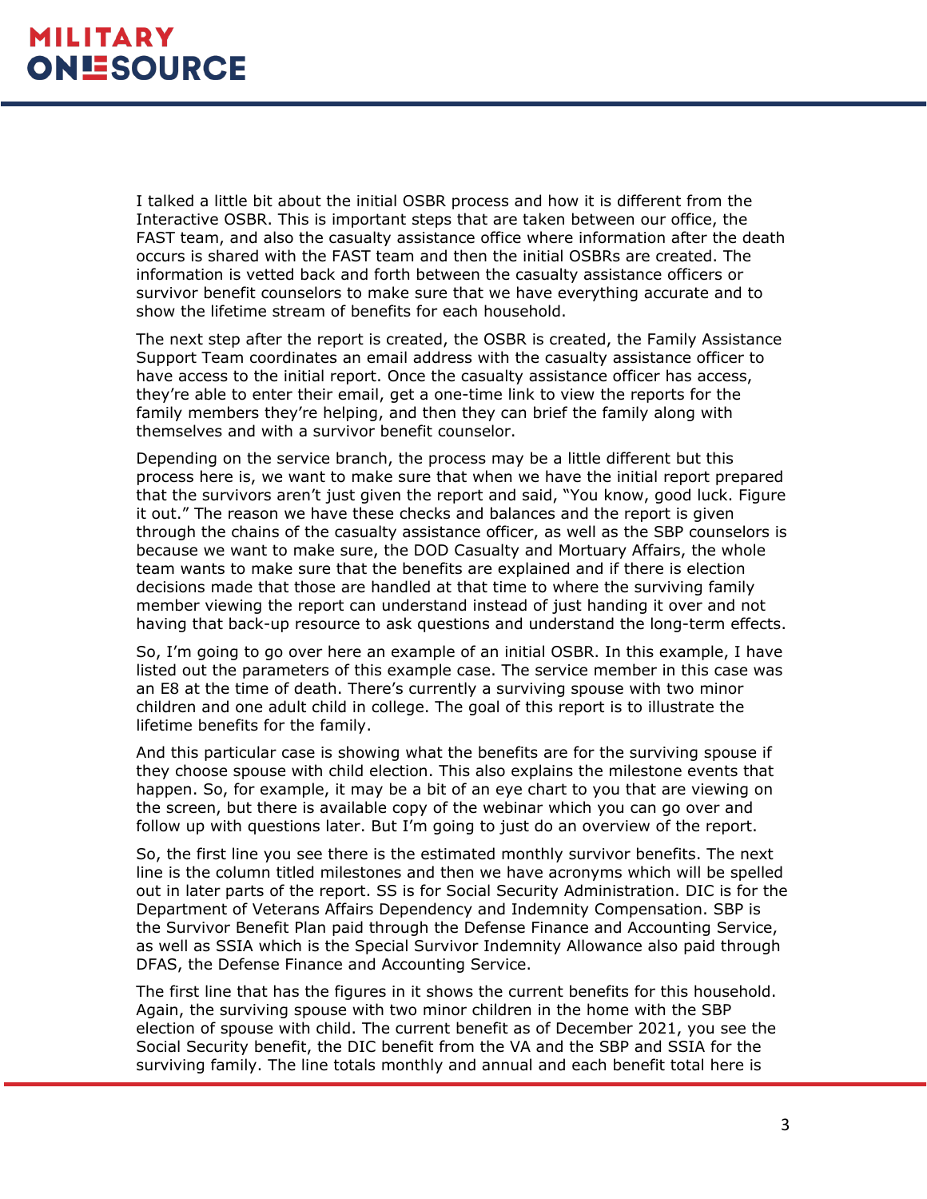I talked a little bit about the initial OSBR process and how it is different from the Interactive OSBR. This is important steps that are taken between our office, the FAST team, and also the casualty assistance office where information after the death occurs is shared with the FAST team and then the initial OSBRs are created. The information is vetted back and forth between the casualty assistance officers or survivor benefit counselors to make sure that we have everything accurate and to show the lifetime stream of benefits for each household.

The next step after the report is created, the OSBR is created, the Family Assistance Support Team coordinates an email address with the casualty assistance officer to have access to the initial report. Once the casualty assistance officer has access, they're able to enter their email, get a one-time link to view the reports for the family members they're helping, and then they can brief the family along with themselves and with a survivor benefit counselor.

Depending on the service branch, the process may be a little different but this process here is, we want to make sure that when we have the initial report prepared that the survivors aren't just given the report and said, "You know, good luck. Figure it out." The reason we have these checks and balances and the report is given through the chains of the casualty assistance officer, as well as the SBP counselors is because we want to make sure, the DOD Casualty and Mortuary Affairs, the whole team wants to make sure that the benefits are explained and if there is election decisions made that those are handled at that time to where the surviving family member viewing the report can understand instead of just handing it over and not having that back-up resource to ask questions and understand the long-term effects.

So, I'm going to go over here an example of an initial OSBR. In this example, I have listed out the parameters of this example case. The service member in this case was an E8 at the time of death. There's currently a surviving spouse with two minor children and one adult child in college. The goal of this report is to illustrate the lifetime benefits for the family.

And this particular case is showing what the benefits are for the surviving spouse if they choose spouse with child election. This also explains the milestone events that happen. So, for example, it may be a bit of an eye chart to you that are viewing on the screen, but there is available copy of the webinar which you can go over and follow up with questions later. But I'm going to just do an overview of the report.

So, the first line you see there is the estimated monthly survivor benefits. The next line is the column titled milestones and then we have acronyms which will be spelled out in later parts of the report. SS is for Social Security Administration. DIC is for the Department of Veterans Affairs Dependency and Indemnity Compensation. SBP is the Survivor Benefit Plan paid through the Defense Finance and Accounting Service, as well as SSIA which is the Special Survivor Indemnity Allowance also paid through DFAS, the Defense Finance and Accounting Service.

The first line that has the figures in it shows the current benefits for this household. Again, the surviving spouse with two minor children in the home with the SBP election of spouse with child. The current benefit as of December 2021, you see the Social Security benefit, the DIC benefit from the VA and the SBP and SSIA for the surviving family. The line totals monthly and annual and each benefit total here is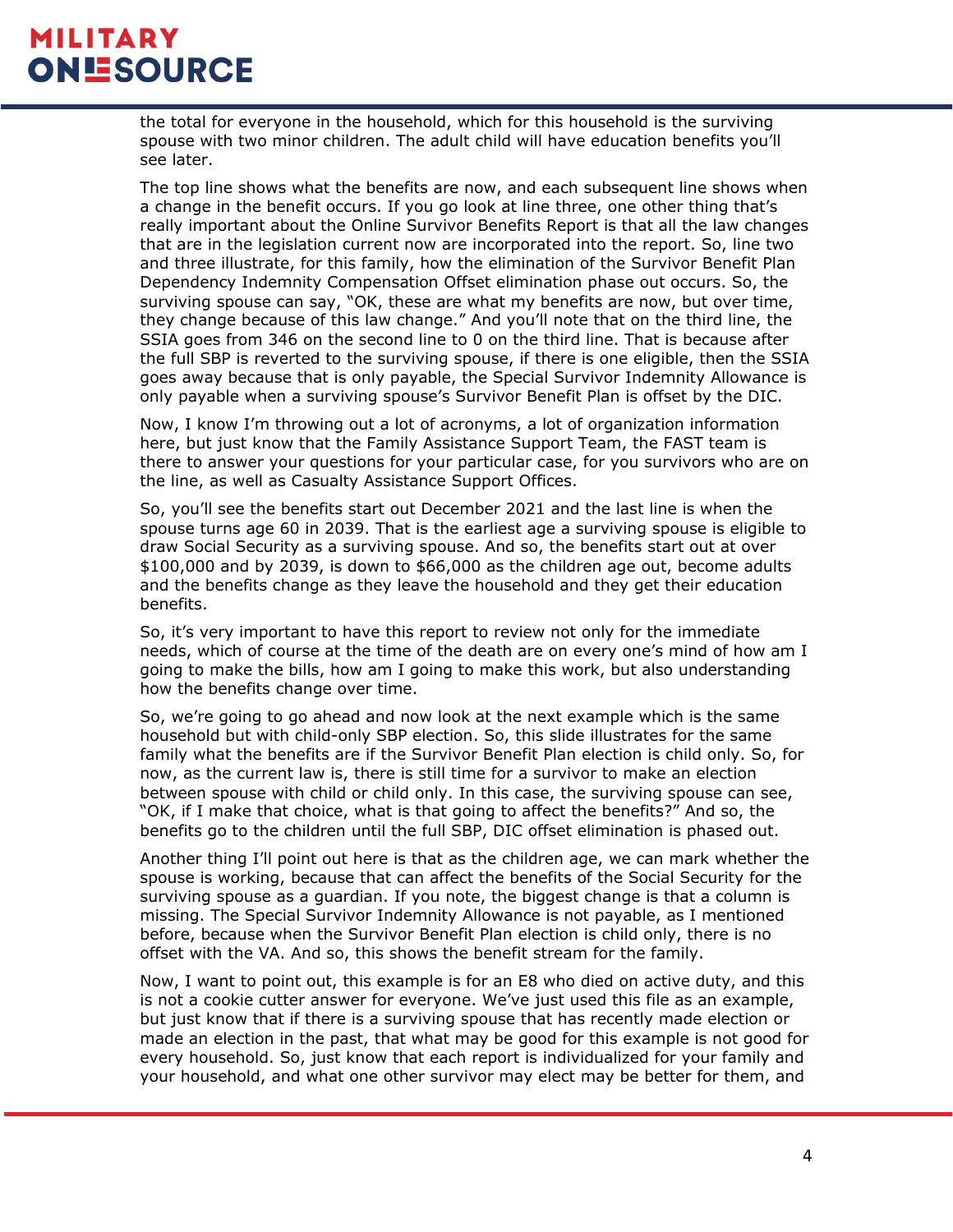the total for everyone in the household, which for this household is the surviving spouse with two minor children. The adult child will have education benefits you'll see later.

The top line shows what the benefits are now, and each subsequent line shows when a change in the benefit occurs. If you go look at line three, one other thing that's really important about the Online Survivor Benefits Report is that all the law changes that are in the legislation current now are incorporated into the report. So, line two and three illustrate, for this family, how the elimination of the Survivor Benefit Plan Dependency Indemnity Compensation Offset elimination phase out occurs. So, the surviving spouse can say, "OK, these are what my benefits are now, but over time, they change because of this law change." And you'll note that on the third line, the SSIA goes from 346 on the second line to 0 on the third line. That is because after the full SBP is reverted to the surviving spouse, if there is one eligible, then the SSIA goes away because that is only payable, the Special Survivor Indemnity Allowance is only payable when a surviving spouse's Survivor Benefit Plan is offset by the DIC.

Now, I know I'm throwing out a lot of acronyms, a lot of organization information here, but just know that the Family Assistance Support Team, the FAST team is there to answer your questions for your particular case, for you survivors who are on the line, as well as Casualty Assistance Support Offices.

So, you'll see the benefits start out December 2021 and the last line is when the spouse turns age 60 in 2039. That is the earliest age a surviving spouse is eligible to draw Social Security as a surviving spouse. And so, the benefits start out at over $100,000 and by 2039, is down to $66,000 as the children age out, become adults and the benefits change as they leave the household and they get their education benefits.

So, it's very important to have this report to review not only for the immediate needs, which of course at the time of the death are on every one's mind of how am I going to make the bills, how am I going to make this work, but also understanding how the benefits change over time.

So, we're going to go ahead and now look at the next example which is the same household but with child-only SBP election. So, this slide illustrates for the same family what the benefits are if the Survivor Benefit Plan election is child only. So, for now, as the current law is, there is still time for a survivor to make an election between spouse with child or child only. In this case, the surviving spouse can see, "OK, if I make that choice, what is that going to affect the benefits?" And so, the benefits go to the children until the full SBP, DIC offset elimination is phased out.

Another thing I'll point out here is that as the children age, we can mark whether the spouse is working, because that can affect the benefits of the Social Security for the surviving spouse as a guardian. If you note, the biggest change is that a column is missing. The Special Survivor Indemnity Allowance is not payable, as I mentioned before, because when the Survivor Benefit Plan election is child only, there is no offset with the VA. And so, this shows the benefit stream for the family.

Now, I want to point out, this example is for an E8 who died on active duty, and this is not a cookie cutter answer for everyone. We've just used this file as an example, but just know that if there is a surviving spouse that has recently made election or made an election in the past, that what may be good for this example is not good for every household. So, just know that each report is individualized for your family and your household, and what one other survivor may elect may be better for them, and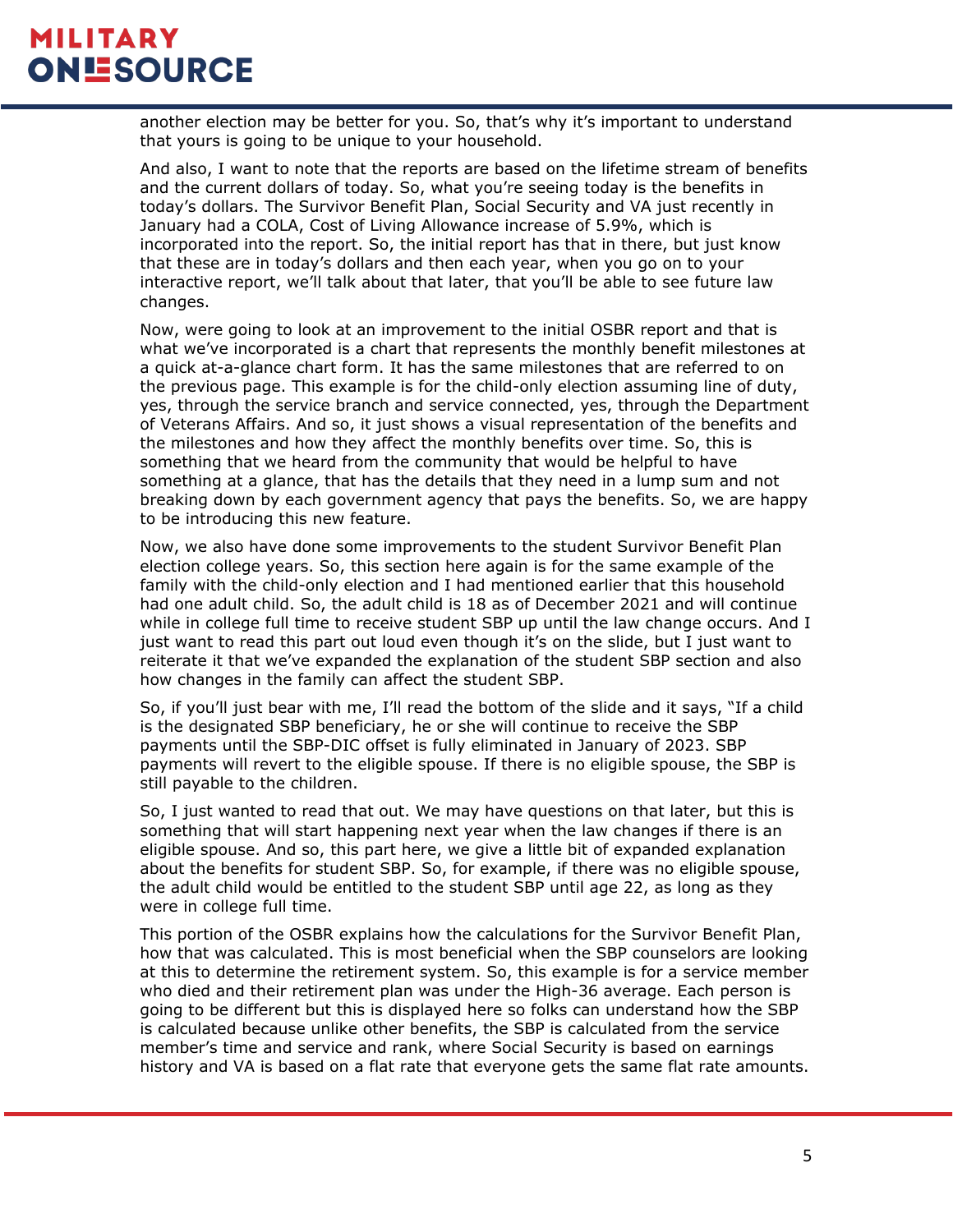another election may be better for you. So, that's why it's important to understand that yours is going to be unique to your household.

And also, I want to note that the reports are based on the lifetime stream of benefits and the current dollars of today. So, what you're seeing today is the benefits in today's dollars. The Survivor Benefit Plan, Social Security and VA just recently in January had a COLA, Cost of Living Allowance increase of 5.9%, which is incorporated into the report. So, the initial report has that in there, but just know that these are in today's dollars and then each year, when you go on to your interactive report, we'll talk about that later, that you'll be able to see future law changes.

Now, were going to look at an improvement to the initial OSBR report and that is what we've incorporated is a chart that represents the monthly benefit milestones at a quick at-a-glance chart form. It has the same milestones that are referred to on the previous page. This example is for the child-only election assuming line of duty, yes, through the service branch and service connected, yes, through the Department of Veterans Affairs. And so, it just shows a visual representation of the benefits and the milestones and how they affect the monthly benefits over time. So, this is something that we heard from the community that would be helpful to have something at a glance, that has the details that they need in a lump sum and not breaking down by each government agency that pays the benefits. So, we are happy to be introducing this new feature.

Now, we also have done some improvements to the student Survivor Benefit Plan election college years. So, this section here again is for the same example of the family with the child-only election and I had mentioned earlier that this household had one adult child. So, the adult child is 18 as of December 2021 and will continue while in college full time to receive student SBP up until the law change occurs. And I just want to read this part out loud even though it's on the slide, but I just want to reiterate it that we've expanded the explanation of the student SBP section and also how changes in the family can affect the student SBP.

So, if you'll just bear with me, I'll read the bottom of the slide and it says, "If a child is the designated SBP beneficiary, he or she will continue to receive the SBP payments until the SBP-DIC offset is fully eliminated in January of 2023. SBP payments will revert to the eligible spouse. If there is no eligible spouse, the SBP is still payable to the children.

So, I just wanted to read that out. We may have questions on that later, but this is something that will start happening next year when the law changes if there is an eligible spouse. And so, this part here, we give a little bit of expanded explanation about the benefits for student SBP. So, for example, if there was no eligible spouse, the adult child would be entitled to the student SBP until age 22, as long as they were in college full time.

This portion of the OSBR explains how the calculations for the Survivor Benefit Plan, how that was calculated. This is most beneficial when the SBP counselors are looking at this to determine the retirement system. So, this example is for a service member who died and their retirement plan was under the High-36 average. Each person is going to be different but this is displayed here so folks can understand how the SBP is calculated because unlike other benefits, the SBP is calculated from the service member's time and service and rank, where Social Security is based on earnings history and VA is based on a flat rate that everyone gets the same flat rate amounts.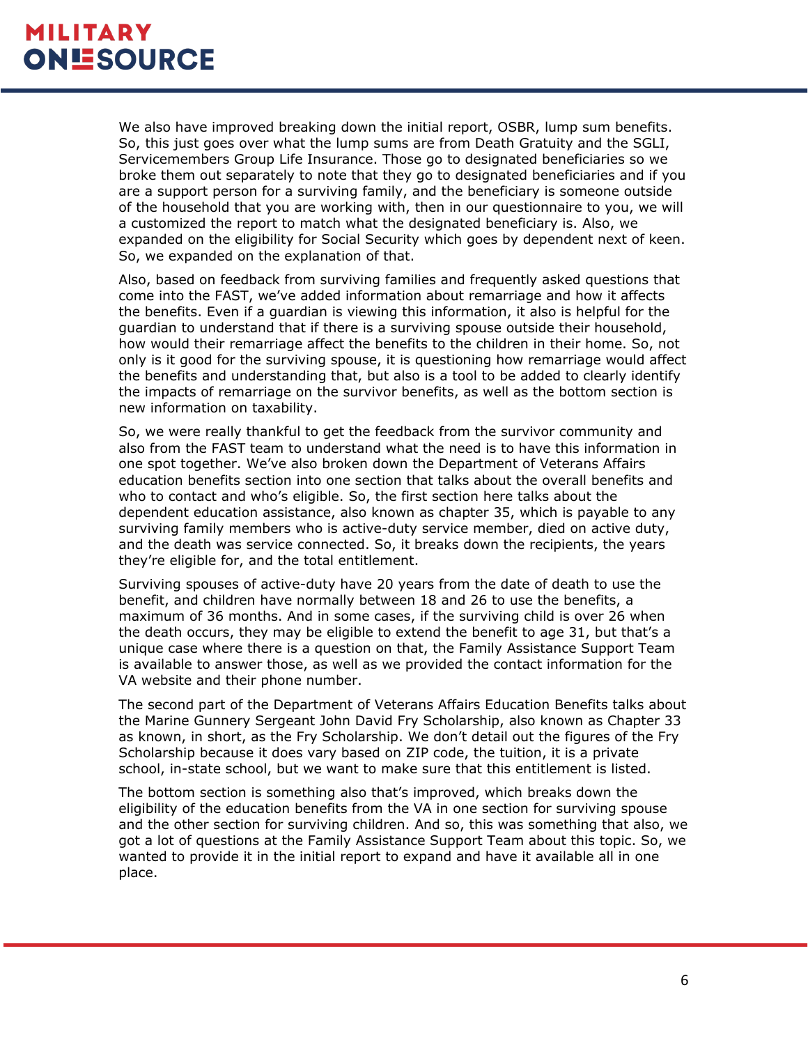We also have improved breaking down the initial report, OSBR, lump sum benefits. So, this just goes over what the lump sums are from Death Gratuity and the SGLI, Servicemembers Group Life Insurance. Those go to designated beneficiaries so we broke them out separately to note that they go to designated beneficiaries and if you are a support person for a surviving family, and the beneficiary is someone outside of the household that you are working with, then in our questionnaire to you, we will a customized the report to match what the designated beneficiary is. Also, we expanded on the eligibility for Social Security which goes by dependent next of keen. So, we expanded on the explanation of that.

Also, based on feedback from surviving families and frequently asked questions that come into the FAST, we've added information about remarriage and how it affects the benefits. Even if a guardian is viewing this information, it also is helpful for the guardian to understand that if there is a surviving spouse outside their household, how would their remarriage affect the benefits to the children in their home. So, not only is it good for the surviving spouse, it is questioning how remarriage would affect the benefits and understanding that, but also is a tool to be added to clearly identify the impacts of remarriage on the survivor benefits, as well as the bottom section is new information on taxability.

So, we were really thankful to get the feedback from the survivor community and also from the FAST team to understand what the need is to have this information in one spot together. We've also broken down the Department of Veterans Affairs education benefits section into one section that talks about the overall benefits and who to contact and who's eligible. So, the first section here talks about the dependent education assistance, also known as chapter 35, which is payable to any surviving family members who is active-duty service member, died on active duty, and the death was service connected. So, it breaks down the recipients, the years they're eligible for, and the total entitlement.

Surviving spouses of active-duty have 20 years from the date of death to use the benefit, and children have normally between 18 and 26 to use the benefits, a maximum of 36 months. And in some cases, if the surviving child is over 26 when the death occurs, they may be eligible to extend the benefit to age 31, but that's a unique case where there is a question on that, the Family Assistance Support Team is available to answer those, as well as we provided the contact information for the VA website and their phone number.

The second part of the Department of Veterans Affairs Education Benefits talks about the Marine Gunnery Sergeant John David Fry Scholarship, also known as Chapter 33 as known, in short, as the Fry Scholarship. We don't detail out the figures of the Fry Scholarship because it does vary based on ZIP code, the tuition, it is a private school, in-state school, but we want to make sure that this entitlement is listed.

The bottom section is something also that's improved, which breaks down the eligibility of the education benefits from the VA in one section for surviving spouse and the other section for surviving children. And so, this was something that also, we got a lot of questions at the Family Assistance Support Team about this topic. So, we wanted to provide it in the initial report to expand and have it available all in one place.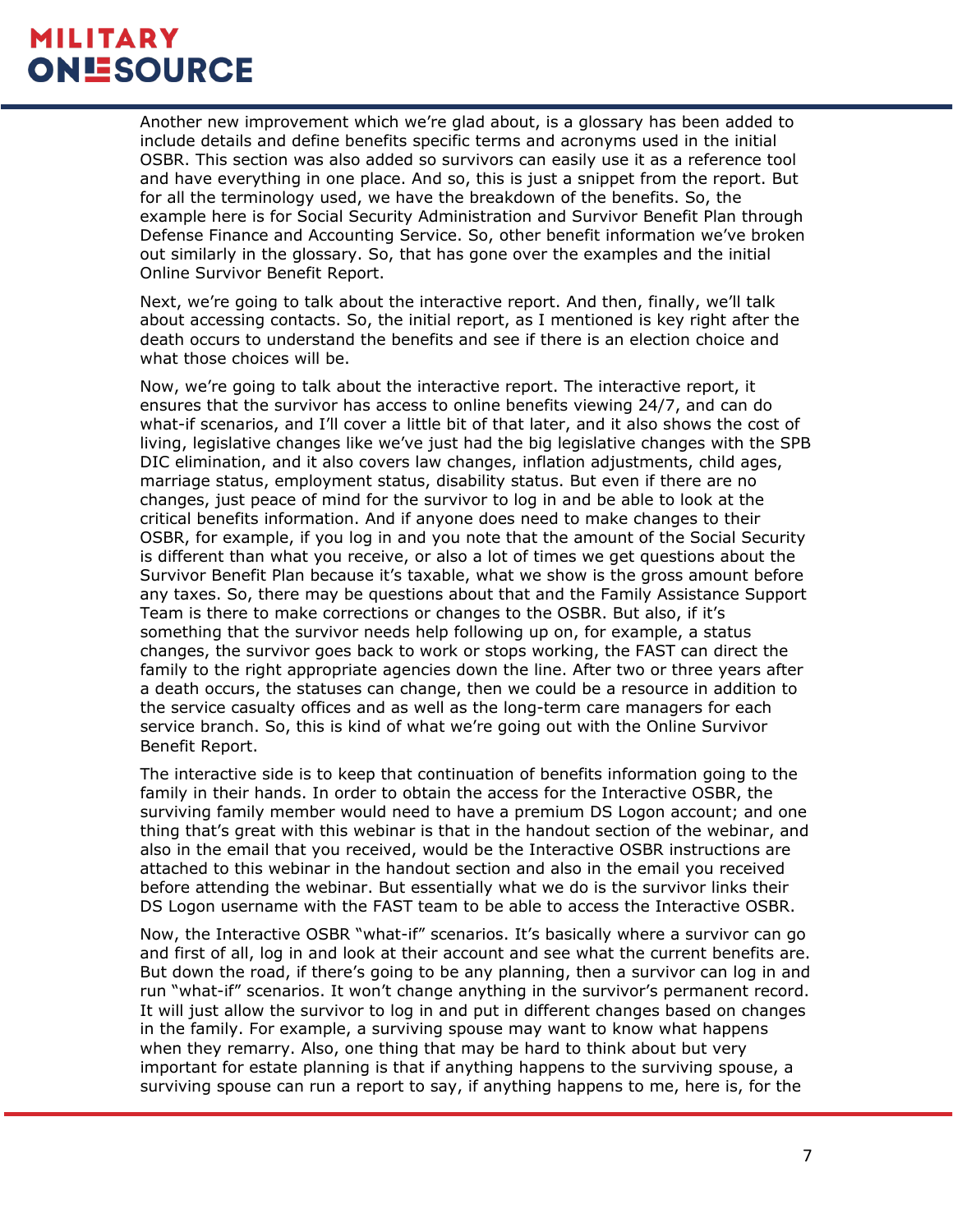Another new improvement which we're glad about, is a glossary has been added to include details and define benefits specific terms and acronyms used in the initial OSBR. This section was also added so survivors can easily use it as a reference tool and have everything in one place. And so, this is just a snippet from the report. But for all the terminology used, we have the breakdown of the benefits. So, the example here is for Social Security Administration and Survivor Benefit Plan through Defense Finance and Accounting Service. So, other benefit information we've broken out similarly in the glossary. So, that has gone over the examples and the initial Online Survivor Benefit Report.

Next, we're going to talk about the interactive report. And then, finally, we'll talk about accessing contacts. So, the initial report, as I mentioned is key right after the death occurs to understand the benefits and see if there is an election choice and what those choices will be.

Now, we're going to talk about the interactive report. The interactive report, it ensures that the survivor has access to online benefits viewing 24/7, and can do what-if scenarios, and I'll cover a little bit of that later, and it also shows the cost of living, legislative changes like we've just had the big legislative changes with the SPB DIC elimination, and it also covers law changes, inflation adjustments, child ages, marriage status, employment status, disability status. But even if there are no changes, just peace of mind for the survivor to log in and be able to look at the critical benefits information. And if anyone does need to make changes to their OSBR, for example, if you log in and you note that the amount of the Social Security is different than what you receive, or also a lot of times we get questions about the Survivor Benefit Plan because it's taxable, what we show is the gross amount before any taxes. So, there may be questions about that and the Family Assistance Support Team is there to make corrections or changes to the OSBR. But also, if it's something that the survivor needs help following up on, for example, a status changes, the survivor goes back to work or stops working, the FAST can direct the family to the right appropriate agencies down the line. After two or three years after a death occurs, the statuses can change, then we could be a resource in addition to the service casualty offices and as well as the long-term care managers for each service branch. So, this is kind of what we're going out with the Online Survivor Benefit Report.

The interactive side is to keep that continuation of benefits information going to the family in their hands. In order to obtain the access for the Interactive OSBR, the surviving family member would need to have a premium DS Logon account; and one thing that's great with this webinar is that in the handout section of the webinar, and also in the email that you received, would be the Interactive OSBR instructions are attached to this webinar in the handout section and also in the email you received before attending the webinar. But essentially what we do is the survivor links their DS Logon username with the FAST team to be able to access the Interactive OSBR.

Now, the Interactive OSBR "what-if" scenarios. It's basically where a survivor can go and first of all, log in and look at their account and see what the current benefits are. But down the road, if there's going to be any planning, then a survivor can log in and run "what-if" scenarios. It won't change anything in the survivor's permanent record. It will just allow the survivor to log in and put in different changes based on changes in the family. For example, a surviving spouse may want to know what happens when they remarry. Also, one thing that may be hard to think about but very important for estate planning is that if anything happens to the surviving spouse, a surviving spouse can run a report to say, if anything happens to me, here is, for the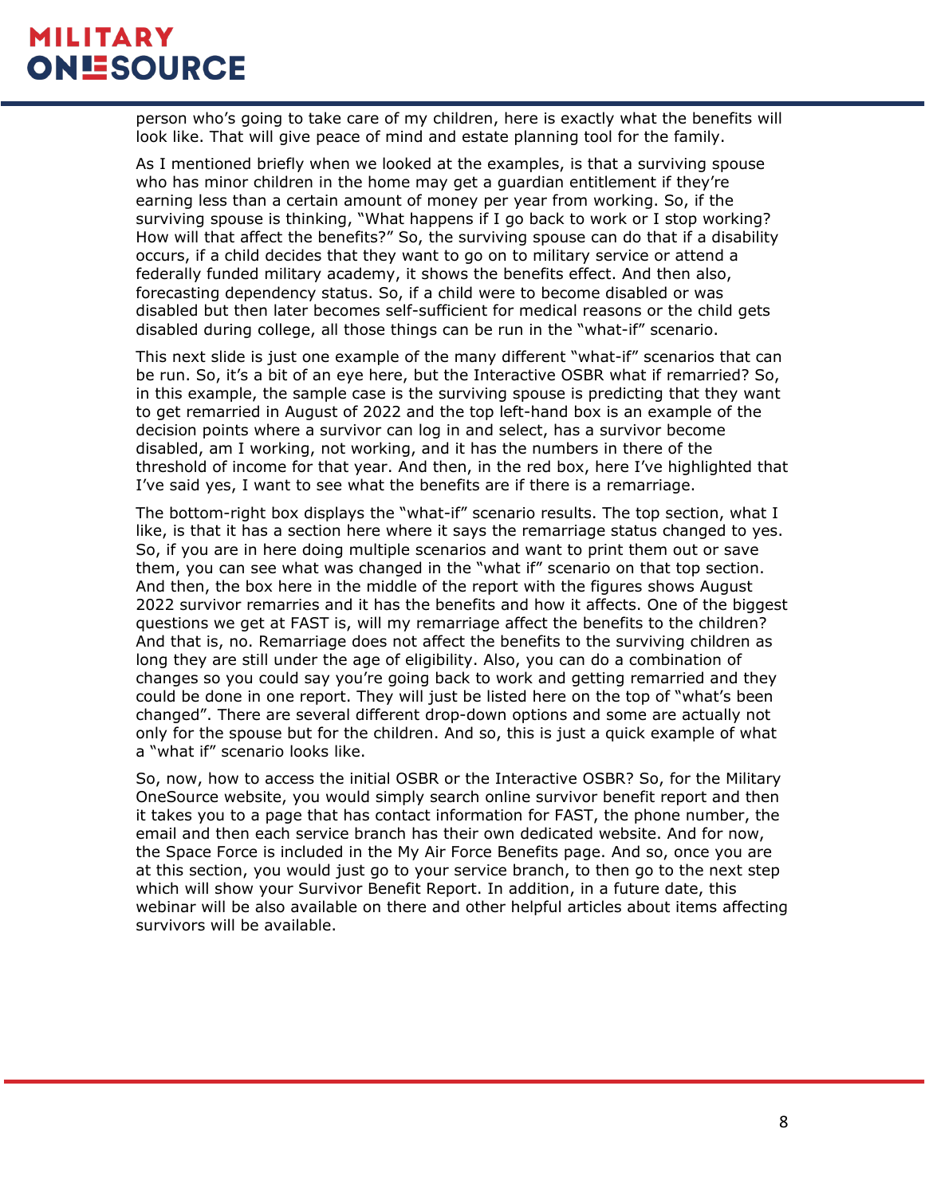person who's going to take care of my children, here is exactly what the benefits will look like. That will give peace of mind and estate planning tool for the family.

As I mentioned briefly when we looked at the examples, is that a surviving spouse who has minor children in the home may get a guardian entitlement if they're earning less than a certain amount of money per year from working. So, if the surviving spouse is thinking, "What happens if I go back to work or I stop working? How will that affect the benefits?" So, the surviving spouse can do that if a disability occurs, if a child decides that they want to go on to military service or attend a federally funded military academy, it shows the benefits effect. And then also, forecasting dependency status. So, if a child were to become disabled or was disabled but then later becomes self-sufficient for medical reasons or the child gets disabled during college, all those things can be run in the "what-if" scenario.

This next slide is just one example of the many different "what-if" scenarios that can be run. So, it's a bit of an eye here, but the Interactive OSBR what if remarried? So, in this example, the sample case is the surviving spouse is predicting that they want to get remarried in August of 2022 and the top left-hand box is an example of the decision points where a survivor can log in and select, has a survivor become disabled, am I working, not working, and it has the numbers in there of the threshold of income for that year. And then, in the red box, here I've highlighted that I've said yes, I want to see what the benefits are if there is a remarriage.

The bottom-right box displays the "what-if" scenario results. The top section, what I like, is that it has a section here where it says the remarriage status changed to yes. So, if you are in here doing multiple scenarios and want to print them out or save them, you can see what was changed in the "what if" scenario on that top section. And then, the box here in the middle of the report with the figures shows August 2022 survivor remarries and it has the benefits and how it affects. One of the biggest questions we get at FAST is, will my remarriage affect the benefits to the children? And that is, no. Remarriage does not affect the benefits to the surviving children as long they are still under the age of eligibility. Also, you can do a combination of changes so you could say you're going back to work and getting remarried and they could be done in one report. They will just be listed here on the top of "what's been changed". There are several different drop-down options and some are actually not only for the spouse but for the children. And so, this is just a quick example of what a "what if" scenario looks like.

So, now, how to access the initial OSBR or the Interactive OSBR? So, for the Military OneSource website, you would simply search online survivor benefit report and then it takes you to a page that has contact information for FAST, the phone number, the email and then each service branch has their own dedicated website. And for now, the Space Force is included in the My Air Force Benefits page. And so, once you are at this section, you would just go to your service branch, to then go to the next step which will show your Survivor Benefit Report. In addition, in a future date, this webinar will be also available on there and other helpful articles about items affecting survivors will be available.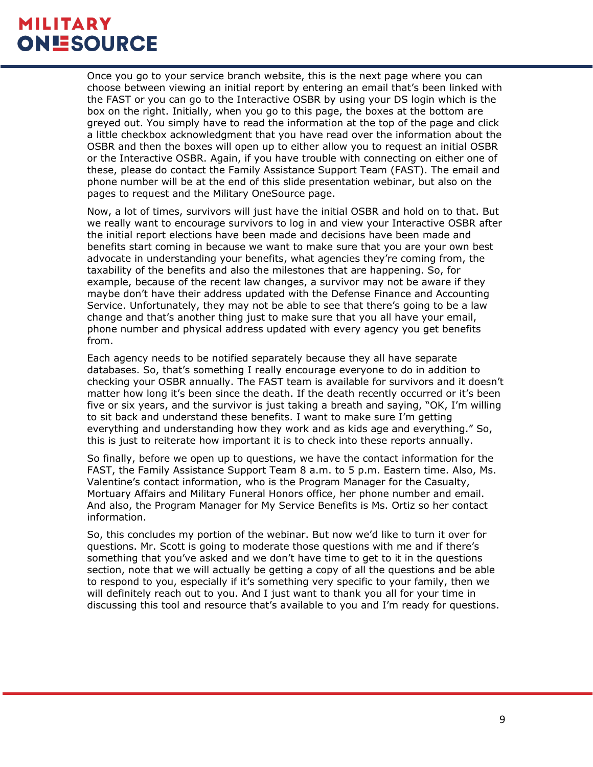Once you go to your service branch website, this is the next page where you can choose between viewing an initial report by entering an email that's been linked with the FAST or you can go to the Interactive OSBR by using your DS login which is the box on the right. Initially, when you go to this page, the boxes at the bottom are greyed out. You simply have to read the information at the top of the page and click a little checkbox acknowledgment that you have read over the information about the OSBR and then the boxes will open up to either allow you to request an initial OSBR or the Interactive OSBR. Again, if you have trouble with connecting on either one of these, please do contact the Family Assistance Support Team (FAST). The email and phone number will be at the end of this slide presentation webinar, but also on the pages to request and the Military OneSource page.

Now, a lot of times, survivors will just have the initial OSBR and hold on to that. But we really want to encourage survivors to log in and view your Interactive OSBR after the initial report elections have been made and decisions have been made and benefits start coming in because we want to make sure that you are your own best advocate in understanding your benefits, what agencies they're coming from, the taxability of the benefits and also the milestones that are happening. So, for example, because of the recent law changes, a survivor may not be aware if they maybe don't have their address updated with the Defense Finance and Accounting Service. Unfortunately, they may not be able to see that there's going to be a law change and that's another thing just to make sure that you all have your email, phone number and physical address updated with every agency you get benefits from.

Each agency needs to be notified separately because they all have separate databases. So, that's something I really encourage everyone to do in addition to checking your OSBR annually. The FAST team is available for survivors and it doesn't matter how long it's been since the death. If the death recently occurred or it's been five or six years, and the survivor is just taking a breath and saying, "OK, I'm willing to sit back and understand these benefits. I want to make sure I'm getting everything and understanding how they work and as kids age and everything." So, this is just to reiterate how important it is to check into these reports annually.

So finally, before we open up to questions, we have the contact information for the FAST, the Family Assistance Support Team 8 a.m. to 5 p.m. Eastern time. Also, Ms. Valentine's contact information, who is the Program Manager for the Casualty, Mortuary Affairs and Military Funeral Honors office, her phone number and email. And also, the Program Manager for My Service Benefits is Ms. Ortiz so her contact information.

So, this concludes my portion of the webinar. But now we'd like to turn it over for questions. Mr. Scott is going to moderate those questions with me and if there's something that you've asked and we don't have time to get to it in the questions section, note that we will actually be getting a copy of all the questions and be able to respond to you, especially if it's something very specific to your family, then we will definitely reach out to you. And I just want to thank you all for your time in discussing this tool and resource that's available to you and I'm ready for questions.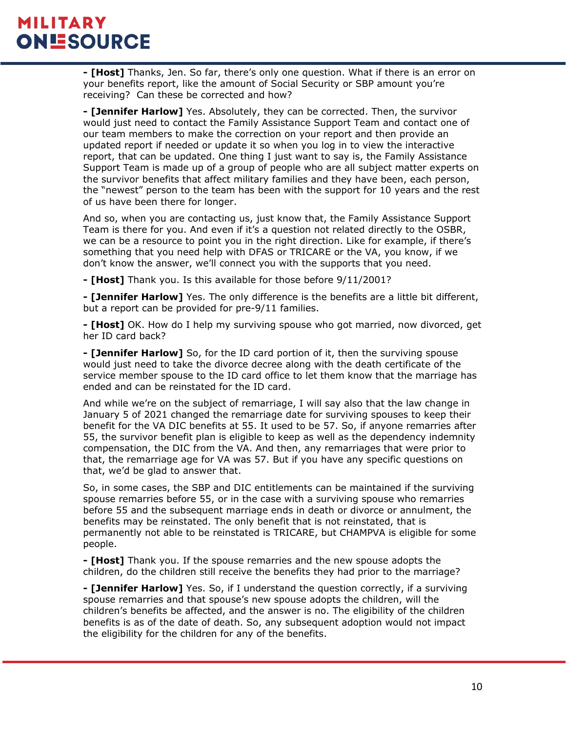**- [Host]** Thanks, Jen. So far, there's only one question. What if there is an error on your benefits report, like the amount of Social Security or SBP amount you're receiving? Can these be corrected and how?

**- [Jennifer Harlow]** Yes. Absolutely, they can be corrected. Then, the survivor would just need to contact the Family Assistance Support Team and contact one of our team members to make the correction on your report and then provide an updated report if needed or update it so when you log in to view the interactive report, that can be updated. One thing I just want to say is, the Family Assistance Support Team is made up of a group of people who are all subject matter experts on the survivor benefits that affect military families and they have been, each person, the "newest" person to the team has been with the support for 10 years and the rest of us have been there for longer.

And so, when you are contacting us, just know that, the Family Assistance Support Team is there for you. And even if it's a question not related directly to the OSBR, we can be a resource to point you in the right direction. Like for example, if there's something that you need help with DFAS or TRICARE or the VA, you know, if we don't know the answer, we'll connect you with the supports that you need.

**- [Host]** Thank you. Is this available for those before 9/11/2001?

**- [Jennifer Harlow]** Yes. The only difference is the benefits are a little bit different, but a report can be provided for pre-9/11 families.

**- [Host]** OK. How do I help my surviving spouse who got married, now divorced, get her ID card back?

**- [Jennifer Harlow]** So, for the ID card portion of it, then the surviving spouse would just need to take the divorce decree along with the death certificate of the service member spouse to the ID card office to let them know that the marriage has ended and can be reinstated for the ID card.

And while we're on the subject of remarriage, I will say also that the law change in January 5 of 2021 changed the remarriage date for surviving spouses to keep their benefit for the VA DIC benefits at 55. It used to be 57. So, if anyone remarries after 55, the survivor benefit plan is eligible to keep as well as the dependency indemnity compensation, the DIC from the VA. And then, any remarriages that were prior to that, the remarriage age for VA was 57. But if you have any specific questions on that, we'd be glad to answer that.

So, in some cases, the SBP and DIC entitlements can be maintained if the surviving spouse remarries before 55, or in the case with a surviving spouse who remarries before 55 and the subsequent marriage ends in death or divorce or annulment, the benefits may be reinstated. The only benefit that is not reinstated, that is permanently not able to be reinstated is TRICARE, but CHAMPVA is eligible for some people.

**- [Host]** Thank you. If the spouse remarries and the new spouse adopts the children, do the children still receive the benefits they had prior to the marriage?

**- [Jennifer Harlow]** Yes. So, if I understand the question correctly, if a surviving spouse remarries and that spouse's new spouse adopts the children, will the children's benefits be affected, and the answer is no. The eligibility of the children benefits is as of the date of death. So, any subsequent adoption would not impact the eligibility for the children for any of the benefits.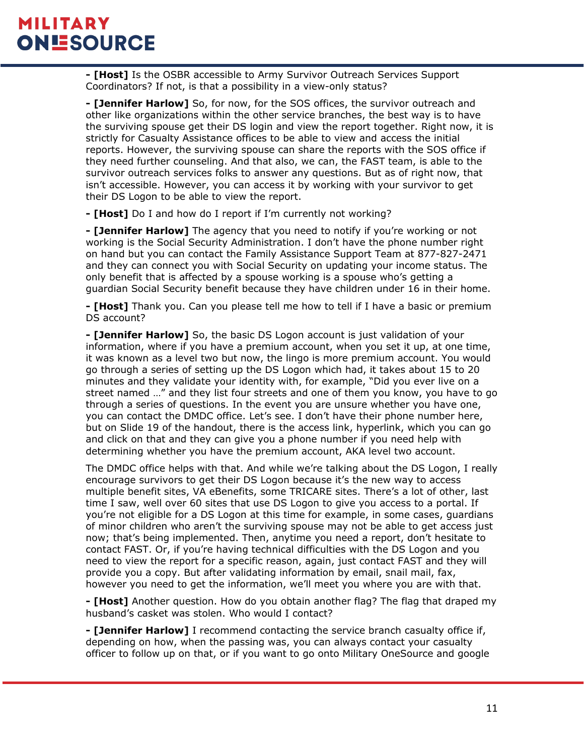**- [Host]** Is the OSBR accessible to Army Survivor Outreach Services Support Coordinators? If not, is that a possibility in a view-only status?

**- [Jennifer Harlow]** So, for now, for the SOS offices, the survivor outreach and other like organizations within the other service branches, the best way is to have the surviving spouse get their DS login and view the report together. Right now, it is strictly for Casualty Assistance offices to be able to view and access the initial reports. However, the surviving spouse can share the reports with the SOS office if they need further counseling. And that also, we can, the FAST team, is able to the survivor outreach services folks to answer any questions. But as of right now, that isn't accessible. However, you can access it by working with your survivor to get their DS Logon to be able to view the report.

**- [Host]** Do I and how do I report if I'm currently not working?

**- [Jennifer Harlow]** The agency that you need to notify if you're working or not working is the Social Security Administration. I don't have the phone number right on hand but you can contact the Family Assistance Support Team at 877-827-2471 and they can connect you with Social Security on updating your income status. The only benefit that is affected by a spouse working is a spouse who's getting a guardian Social Security benefit because they have children under 16 in their home.

**- [Host]** Thank you. Can you please tell me how to tell if I have a basic or premium DS account?

**- [Jennifer Harlow]** So, the basic DS Logon account is just validation of your information, where if you have a premium account, when you set it up, at one time, it was known as a level two but now, the lingo is more premium account. You would go through a series of setting up the DS Logon which had, it takes about 15 to 20 minutes and they validate your identity with, for example, "Did you ever live on a street named …" and they list four streets and one of them you know, you have to go through a series of questions. In the event you are unsure whether you have one, you can contact the DMDC office. Let's see. I don't have their phone number here, but on Slide 19 of the handout, there is the access link, hyperlink, which you can go and click on that and they can give you a phone number if you need help with determining whether you have the premium account, AKA level two account.

The DMDC office helps with that. And while we're talking about the DS Logon, I really encourage survivors to get their DS Logon because it's the new way to access multiple benefit sites, VA eBenefits, some TRICARE sites. There's a lot of other, last time I saw, well over 60 sites that use DS Logon to give you access to a portal. If you're not eligible for a DS Logon at this time for example, in some cases, guardians of minor children who aren't the surviving spouse may not be able to get access just now; that's being implemented. Then, anytime you need a report, don't hesitate to contact FAST. Or, if you're having technical difficulties with the DS Logon and you need to view the report for a specific reason, again, just contact FAST and they will provide you a copy. But after validating information by email, snail mail, fax, however you need to get the information, we'll meet you where you are with that.

**- [Host]** Another question. How do you obtain another flag? The flag that draped my husband's casket was stolen. Who would I contact?

**- [Jennifer Harlow]** I recommend contacting the service branch casualty office if, depending on how, when the passing was, you can always contact your casualty officer to follow up on that, or if you want to go onto Military OneSource and google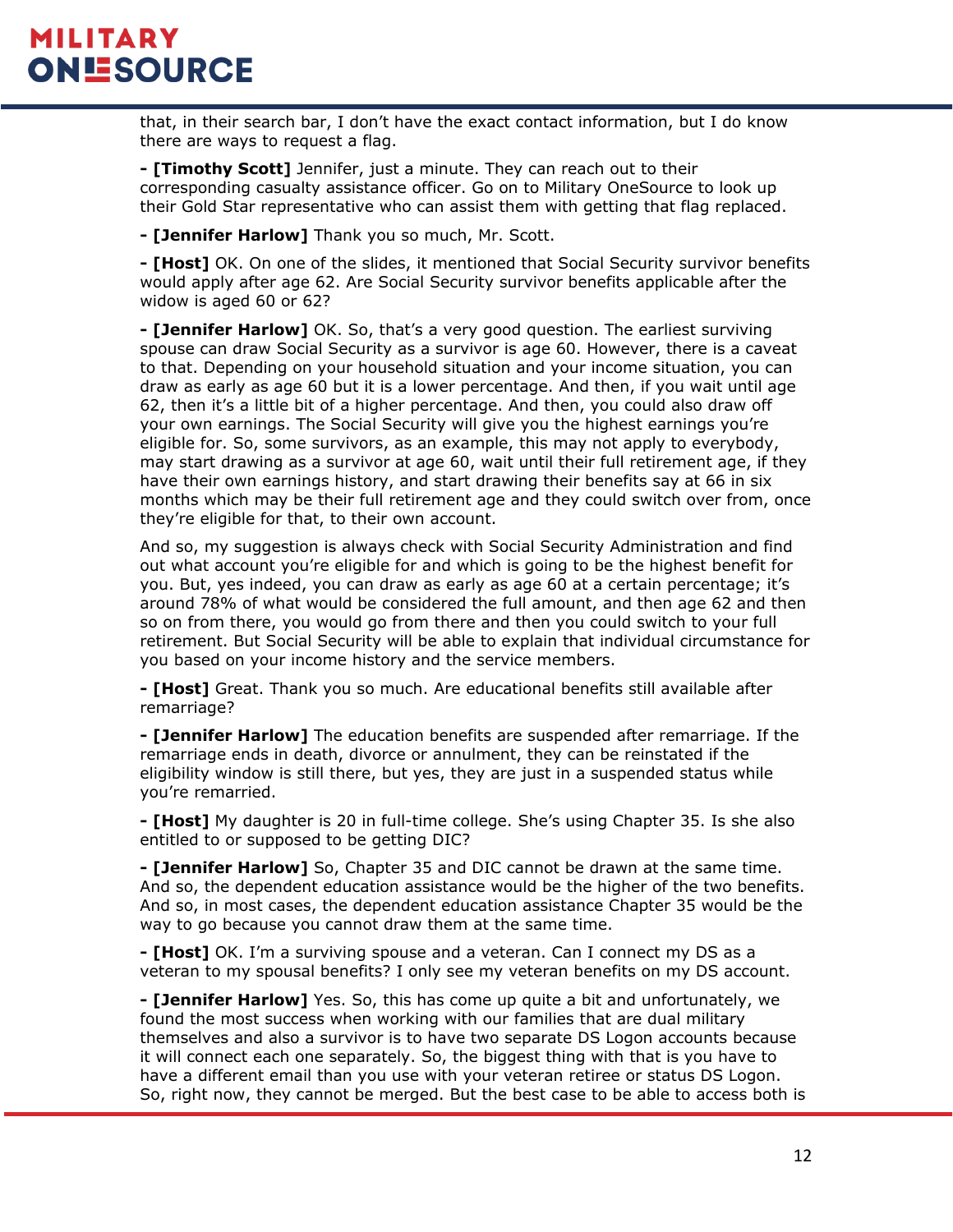that, in their search bar, I don't have the exact contact information, but I do know there are ways to request a flag.

**- [Timothy Scott]** Jennifer, just a minute. They can reach out to their corresponding casualty assistance officer. Go on to Military OneSource to look up their Gold Star representative who can assist them with getting that flag replaced.

**- [Jennifer Harlow]** Thank you so much, Mr. Scott.

**- [Host]** OK. On one of the slides, it mentioned that Social Security survivor benefits would apply after age 62. Are Social Security survivor benefits applicable after the widow is aged 60 or 62?

**- [Jennifer Harlow]** OK. So, that's a very good question. The earliest surviving spouse can draw Social Security as a survivor is age 60. However, there is a caveat to that. Depending on your household situation and your income situation, you can draw as early as age 60 but it is a lower percentage. And then, if you wait until age 62, then it's a little bit of a higher percentage. And then, you could also draw off your own earnings. The Social Security will give you the highest earnings you're eligible for. So, some survivors, as an example, this may not apply to everybody, may start drawing as a survivor at age 60, wait until their full retirement age, if they have their own earnings history, and start drawing their benefits say at 66 in six months which may be their full retirement age and they could switch over from, once they're eligible for that, to their own account.

And so, my suggestion is always check with Social Security Administration and find out what account you're eligible for and which is going to be the highest benefit for you. But, yes indeed, you can draw as early as age 60 at a certain percentage; it's around 78% of what would be considered the full amount, and then age 62 and then so on from there, you would go from there and then you could switch to your full retirement. But Social Security will be able to explain that individual circumstance for you based on your income history and the service members.

**- [Host]** Great. Thank you so much. Are educational benefits still available after remarriage?

**- [Jennifer Harlow]** The education benefits are suspended after remarriage. If the remarriage ends in death, divorce or annulment, they can be reinstated if the eligibility window is still there, but yes, they are just in a suspended status while you're remarried.

**- [Host]** My daughter is 20 in full-time college. She's using Chapter 35. Is she also entitled to or supposed to be getting DIC?

**- [Jennifer Harlow]** So, Chapter 35 and DIC cannot be drawn at the same time. And so, the dependent education assistance would be the higher of the two benefits. And so, in most cases, the dependent education assistance Chapter 35 would be the way to go because you cannot draw them at the same time.

**- [Host]** OK. I'm a surviving spouse and a veteran. Can I connect my DS as a veteran to my spousal benefits? I only see my veteran benefits on my DS account.

**- [Jennifer Harlow]** Yes. So, this has come up quite a bit and unfortunately, we found the most success when working with our families that are dual military themselves and also a survivor is to have two separate DS Logon accounts because it will connect each one separately. So, the biggest thing with that is you have to have a different email than you use with your veteran retiree or status DS Logon. So, right now, they cannot be merged. But the best case to be able to access both is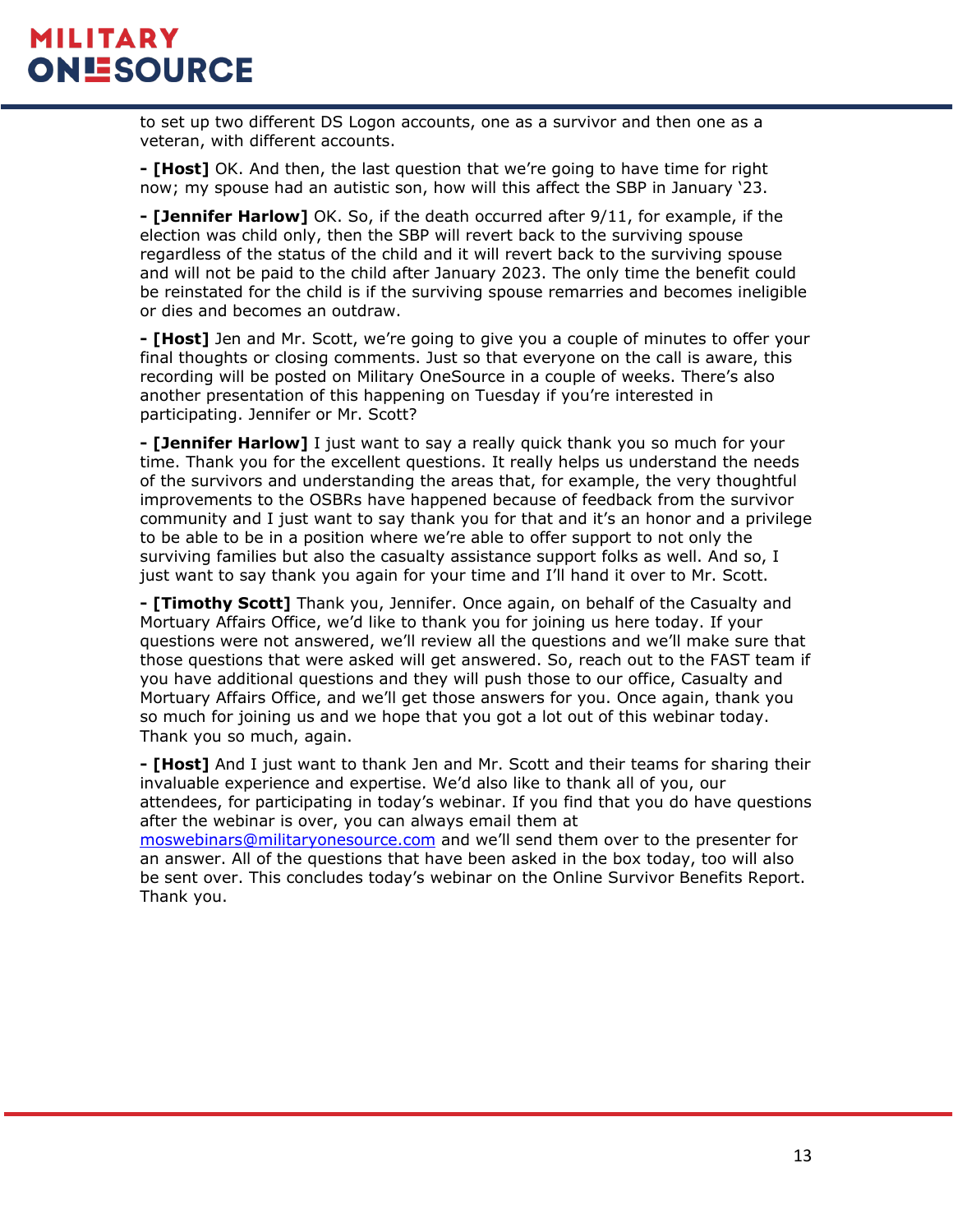to set up two different DS Logon accounts, one as a survivor and then one as a veteran, with different accounts.

**- [Host]** OK. And then, the last question that we're going to have time for right now; my spouse had an autistic son, how will this affect the SBP in January '23.

**- [Jennifer Harlow]** OK. So, if the death occurred after 9/11, for example, if the election was child only, then the SBP will revert back to the surviving spouse regardless of the status of the child and it will revert back to the surviving spouse and will not be paid to the child after January 2023. The only time the benefit could be reinstated for the child is if the surviving spouse remarries and becomes ineligible or dies and becomes an outdraw.

**- [Host]** Jen and Mr. Scott, we're going to give you a couple of minutes to offer your final thoughts or closing comments. Just so that everyone on the call is aware, this recording will be posted on Military OneSource in a couple of weeks. There's also another presentation of this happening on Tuesday if you're interested in participating. Jennifer or Mr. Scott?

**- [Jennifer Harlow]** I just want to say a really quick thank you so much for your time. Thank you for the excellent questions. It really helps us understand the needs of the survivors and understanding the areas that, for example, the very thoughtful improvements to the OSBRs have happened because of feedback from the survivor community and I just want to say thank you for that and it's an honor and a privilege to be able to be in a position where we're able to offer support to not only the surviving families but also the casualty assistance support folks as well. And so, I just want to say thank you again for your time and I'll hand it over to Mr. Scott.

**- [Timothy Scott]** Thank you, Jennifer. Once again, on behalf of the Casualty and Mortuary Affairs Office, we'd like to thank you for joining us here today. If your questions were not answered, we'll review all the questions and we'll make sure that those questions that were asked will get answered. So, reach out to the FAST team if you have additional questions and they will push those to our office, Casualty and Mortuary Affairs Office, and we'll get those answers for you. Once again, thank you so much for joining us and we hope that you got a lot out of this webinar today. Thank you so much, again.

**- [Host]** And I just want to thank Jen and Mr. Scott and their teams for sharing their invaluable experience and expertise. We'd also like to thank all of you, our attendees, for participating in today's webinar. If you find that you do have questions after the webinar is over, you can always email them at [moswebinars@militaryonesource.com](mailto:moswebinars@militaryonesource.com) and we'll send them over to the presenter for an answer. All of the questions that have been asked in the box today, too will also be sent over. This concludes today's webinar on the Online Survivor Benefits Report. Thank you.